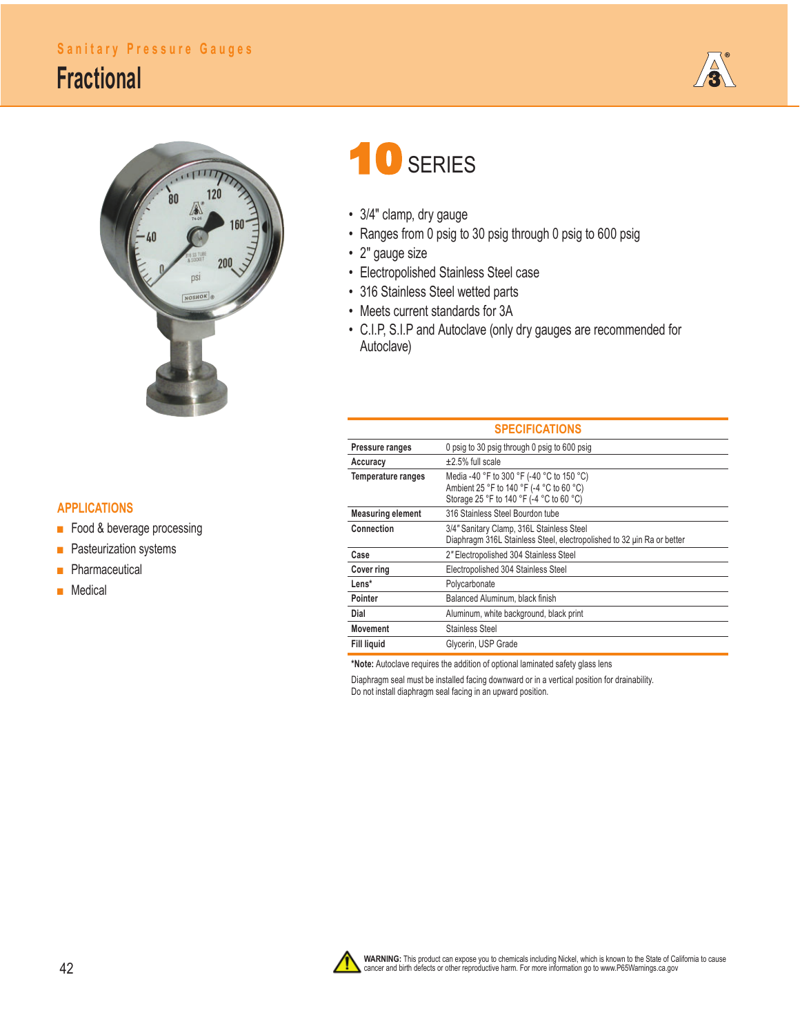Sanitary Pressure Gauges

# Fractional

# 10 SERIES

- 3/4" clamp, dry gauge
- Ranges from 0 psig to 30 psig through 0 psig to 600 psig
- 2" gauge size
- Electropolished Stainless Steel case
- 316 Stainless Steel wetted parts
- Meets current standards for 3A
- C.I.P, S.I.P and Autoclave (only dry gauges are recommended for Autoclave)

## APPLICATIONS

- Food & beverage processing
- Pasteurization systems
- Pharmaceutical
- Medical

## SPECIFICATIONS

| | |
|---|---|
| **Pressure ranges** | 0 psig to 30 psig through 0 psig to 600 psig |
| **Accuracy** | ±2.5% full scale |
| **Temperature ranges** | Media -40 °F to 300 °F (-40 °C to 150 °C)<br>Ambient 25 °F to 140 °F (-4 °C to 60 °C)<br>Storage 25 °F to 140 °F (-4 °C to 60 °C) |
| **Measuring element** | 316 Stainless Steel Bourdon tube |
| **Connection** | 3/4" Sanitary Clamp, 316L Stainless Steel<br>Diaphragm 316L Stainless Steel, electropolished to 32 µin Ra or better |
| **Case** | 2" Electropolished 304 Stainless Steel |
| **Cover ring** | Electropolished 304 Stainless Steel |
| **Lens*** | Polycarbonate |
| **Pointer** | Balanced Aluminum, black finish |
| **Dial** | Aluminum, white background, black print |
| **Movement** | Stainless Steel |
| **Fill liquid** | Glycerin, USP Grade |

***Note:** Autoclave requires the addition of optional laminated safety glass lens

Diaphragm seal must be installed facing downward or in a vertical position for drainability.
Do not install diaphragm seal facing in an upward position.

**WARNING:** This product can expose you to chemicals including Nickel, which is known to the State of California to cause cancer and birth defects or other reproductive harm. For more information go to www.P65Warnings.ca.gov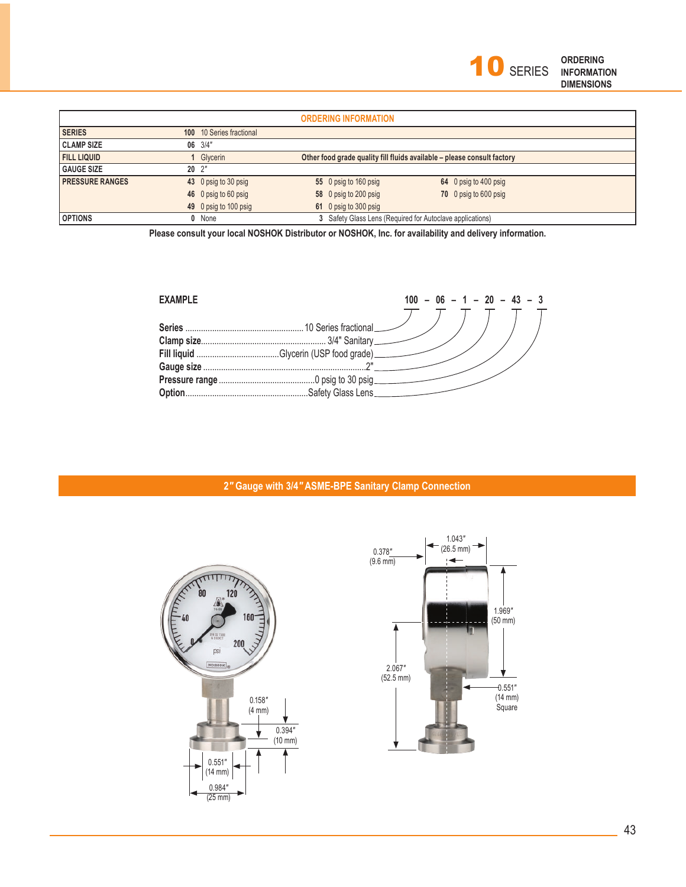## ORDERING INFORMATION

| | | | |
|---|---|---|---|
| **SERIES** | **100** 10 Series fractional | | |
| **CLAMP SIZE** | **06** 3/4" | | |
| **FILL LIQUID** | **1** Glycerin | **Other food grade quality fill fluids available – please consult factory** | |
| **GAUGE SIZE** | **20** 2" | | |
| **PRESSURE RANGES** | **43** 0 psig to 30 psig | **55** 0 psig to 160 psig | **64** 0 psig to 400 psig |
| | **46** 0 psig to 60 psig | **58** 0 psig to 200 psig | **70** 0 psig to 600 psig |
| | **49** 0 psig to 100 psig | **61** 0 psig to 300 psig | |
| **OPTIONS** | **0** None | **3** Safety Glass Lens (Required for Autoclave applications) | |

**Please consult your local NOSHOK Distributor or NOSHOK, Inc. for availability and delivery information.**

**EXAMPLE** **100 – 06 – 1 – 20 – 43 – 3**

**Series** ........................................ 10 Series fractional
**Clamp size** ........................................ 3/4" Sanitary
**Fill liquid** ........................................ Glycerin (USP food grade)
**Gauge size** ........................................ 2"
**Pressure range** ........................................ 0 psig to 30 psig
**Option** ........................................ Safety Glass Lens

## 2" Gauge with 3/4" ASME-BPE Sanitary Clamp Connection

0.158" (4 mm)
0.394" (10 mm)
0.551" (14 mm)
0.984" (25 mm)
0.378" (9.6 mm)
1.043" (26.5 mm)
1.969" (50 mm)
2.067" (52.5 mm)
0.551" (14 mm) Square